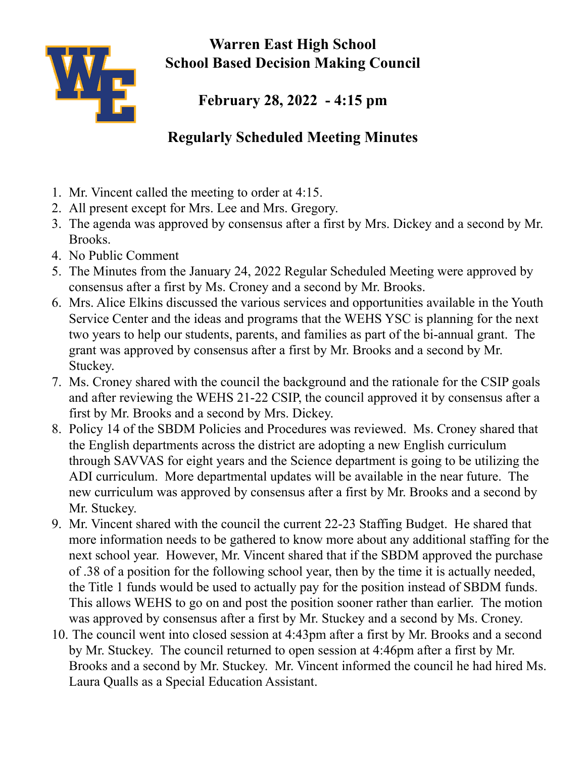# Warren East High School
# School Based Decision Making Council

## February 28, 2022 - 4:15 pm

## Regularly Scheduled Meeting Minutes

1. Mr. Vincent called the meeting to order at 4:15.
2. All present except for Mrs. Lee and Mrs. Gregory.
3. The agenda was approved by consensus after a first by Mrs. Dickey and a second by Mr. Brooks.
4. No Public Comment
5. The Minutes from the January 24, 2022 Regular Scheduled Meeting were approved by consensus after a first by Ms. Croney and a second by Mr. Brooks.
6. Mrs. Alice Elkins discussed the various services and opportunities available in the Youth Service Center and the ideas and programs that the WEHS YSC is planning for the next two years to help our students, parents, and families as part of the bi-annual grant. The grant was approved by consensus after a first by Mr. Brooks and a second by Mr. Stuckey.
7. Ms. Croney shared with the council the background and the rationale for the CSIP goals and after reviewing the WEHS 21-22 CSIP, the council approved it by consensus after a first by Mr. Brooks and a second by Mrs. Dickey.
8. Policy 14 of the SBDM Policies and Procedures was reviewed. Ms. Croney shared that the English departments across the district are adopting a new English curriculum through SAVVAS for eight years and the Science department is going to be utilizing the ADI curriculum. More departmental updates will be available in the near future. The new curriculum was approved by consensus after a first by Mr. Brooks and a second by Mr. Stuckey.
9. Mr. Vincent shared with the council the current 22-23 Staffing Budget. He shared that more information needs to be gathered to know more about any additional staffing for the next school year. However, Mr. Vincent shared that if the SBDM approved the purchase of .38 of a position for the following school year, then by the time it is actually needed, the Title 1 funds would be used to actually pay for the position instead of SBDM funds. This allows WEHS to go on and post the position sooner rather than earlier. The motion was approved by consensus after a first by Mr. Stuckey and a second by Ms. Croney.
10. The council went into closed session at 4:43pm after a first by Mr. Brooks and a second by Mr. Stuckey. The council returned to open session at 4:46pm after a first by Mr. Brooks and a second by Mr. Stuckey. Mr. Vincent informed the council he had hired Ms. Laura Qualls as a Special Education Assistant.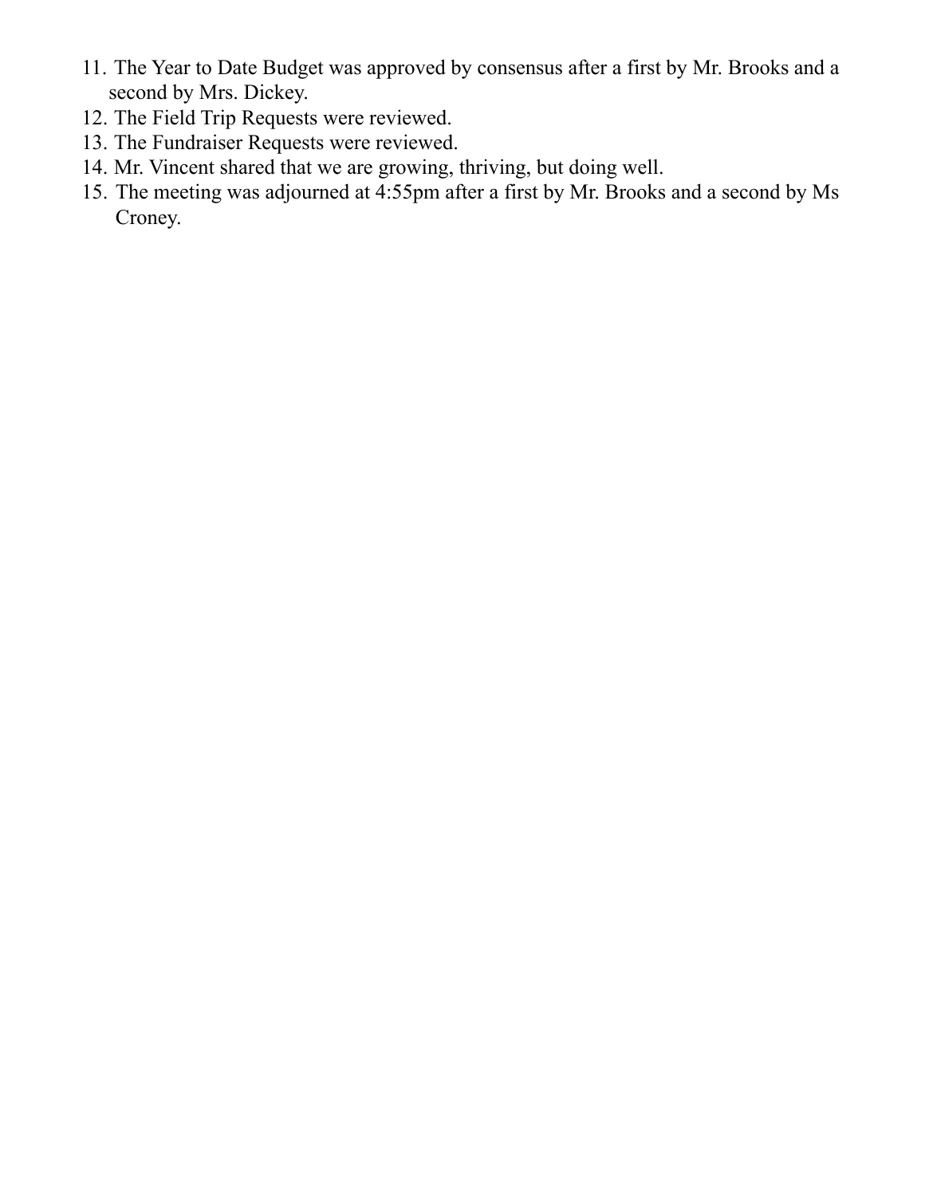11. The Year to Date Budget was approved by consensus after a first by Mr. Brooks and a second by Mrs. Dickey.
12. The Field Trip Requests were reviewed.
13. The Fundraiser Requests were reviewed.
14. Mr. Vincent shared that we are growing, thriving, but doing well.
15. The meeting was adjourned at 4:55pm after a first by Mr. Brooks and a second by Ms Croney.